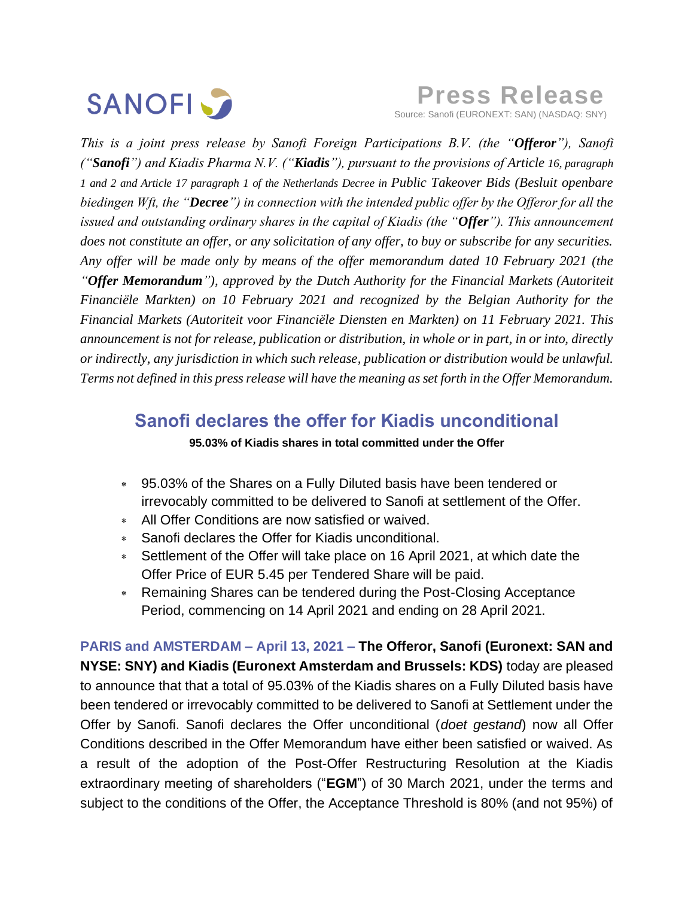SANOFI

**Press Release**

Source: Sanofi (EURONEXT: SAN) (NASDAQ: SNY)

*This is a joint press release by Sanofi Foreign Participations B.V. (the "**Offeror**"), Sanofi ("**Sanofi**") and Kiadis Pharma N.V. ("**Kiadis**"), pursuant to the provisions of Article 16, paragraph 1 and 2 and Article 17 paragraph 1 of the Netherlands Decree in Public Takeover Bids (Besluit openbare biedingen Wft, the "**Decree**") in connection with the intended public offer by the Offeror for all the issued and outstanding ordinary shares in the capital of Kiadis (the "**Offer**"). This announcement does not constitute an offer, or any solicitation of any offer, to buy or subscribe for any securities. Any offer will be made only by means of the offer memorandum dated 10 February 2021 (the "**Offer Memorandum**"), approved by the Dutch Authority for the Financial Markets (Autoriteit Financiële Markten) on 10 February 2021 and recognized by the Belgian Authority for the Financial Markets (Autoriteit voor Financiële Diensten en Markten) on 11 February 2021. This announcement is not for release, publication or distribution, in whole or in part, in or into, directly or indirectly, any jurisdiction in which such release, publication or distribution would be unlawful. Terms not defined in this press release will have the meaning as set forth in the Offer Memorandum.*

# Sanofi declares the offer for Kiadis unconditional

**95.03% of Kiadis shares in total committed under the Offer**

- 95.03% of the Shares on a Fully Diluted basis have been tendered or irrevocably committed to be delivered to Sanofi at settlement of the Offer.
- All Offer Conditions are now satisfied or waived.
- Sanofi declares the Offer for Kiadis unconditional.
- Settlement of the Offer will take place on 16 April 2021, at which date the Offer Price of EUR 5.45 per Tendered Share will be paid.
- Remaining Shares can be tendered during the Post-Closing Acceptance Period, commencing on 14 April 2021 and ending on 28 April 2021.

**PARIS and AMSTERDAM – April 13, 2021 – The Offeror, Sanofi (Euronext: SAN and NYSE: SNY) and Kiadis (Euronext Amsterdam and Brussels: KDS)** today are pleased to announce that that a total of 95.03% of the Kiadis shares on a Fully Diluted basis have been tendered or irrevocably committed to be delivered to Sanofi at Settlement under the Offer by Sanofi. Sanofi declares the Offer unconditional (*doet gestand*) now all Offer Conditions described in the Offer Memorandum have either been satisfied or waived. As a result of the adoption of the Post-Offer Restructuring Resolution at the Kiadis extraordinary meeting of shareholders ("**EGM**") of 30 March 2021, under the terms and subject to the conditions of the Offer, the Acceptance Threshold is 80% (and not 95%) of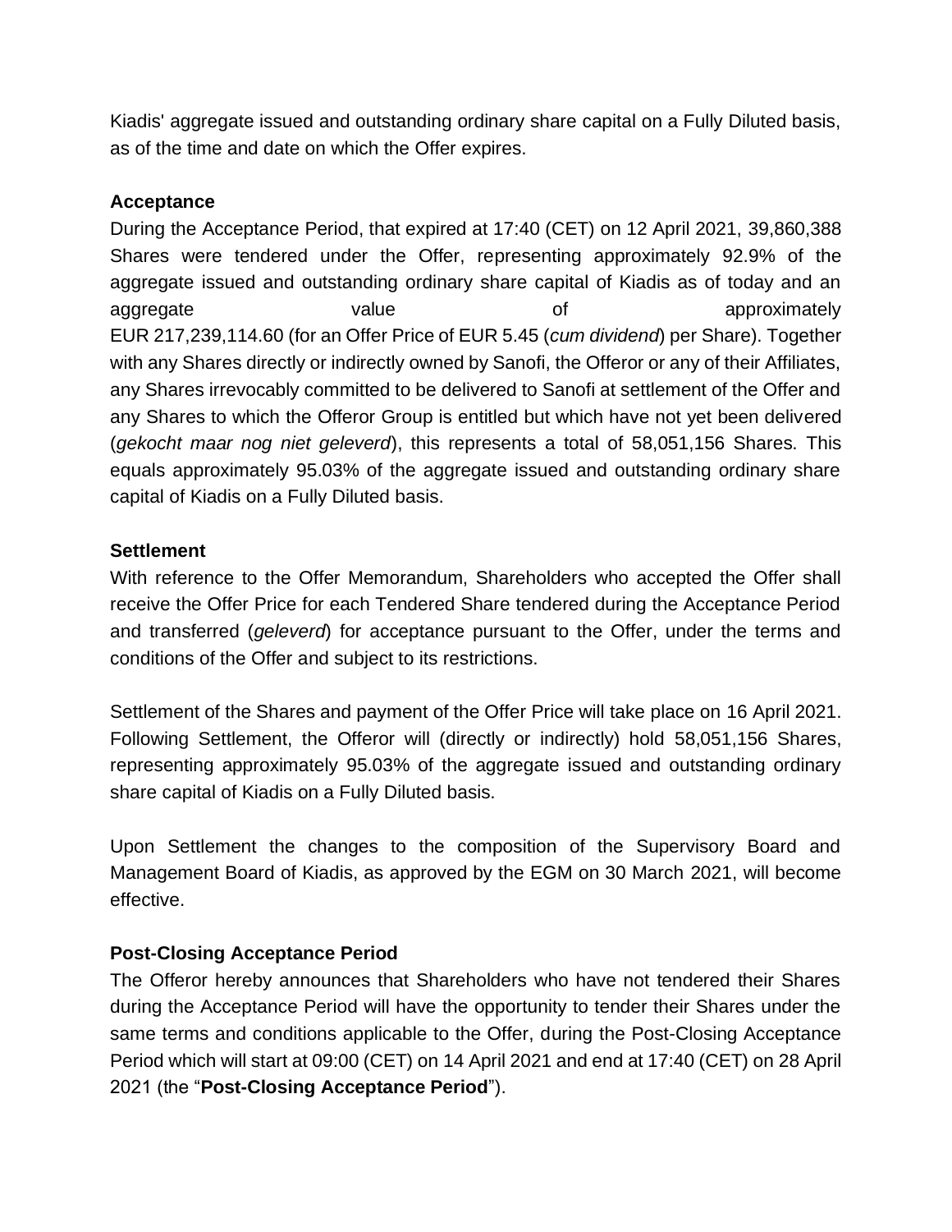Kiadis' aggregate issued and outstanding ordinary share capital on a Fully Diluted basis, as of the time and date on which the Offer expires.

**Acceptance**

During the Acceptance Period, that expired at 17:40 (CET) on 12 April 2021, 39,860,388 Shares were tendered under the Offer, representing approximately 92.9% of the aggregate issued and outstanding ordinary share capital of Kiadis as of today and an aggregate value of approximately EUR 217,239,114.60 (for an Offer Price of EUR 5.45 (*cum dividend*) per Share). Together with any Shares directly or indirectly owned by Sanofi, the Offeror or any of their Affiliates, any Shares irrevocably committed to be delivered to Sanofi at settlement of the Offer and any Shares to which the Offeror Group is entitled but which have not yet been delivered (*gekocht maar nog niet geleverd*), this represents a total of 58,051,156 Shares. This equals approximately 95.03% of the aggregate issued and outstanding ordinary share capital of Kiadis on a Fully Diluted basis.

**Settlement**

With reference to the Offer Memorandum, Shareholders who accepted the Offer shall receive the Offer Price for each Tendered Share tendered during the Acceptance Period and transferred (*geleverd*) for acceptance pursuant to the Offer, under the terms and conditions of the Offer and subject to its restrictions.

Settlement of the Shares and payment of the Offer Price will take place on 16 April 2021. Following Settlement, the Offeror will (directly or indirectly) hold 58,051,156 Shares, representing approximately 95.03% of the aggregate issued and outstanding ordinary share capital of Kiadis on a Fully Diluted basis.

Upon Settlement the changes to the composition of the Supervisory Board and Management Board of Kiadis, as approved by the EGM on 30 March 2021, will become effective.

**Post-Closing Acceptance Period**

The Offeror hereby announces that Shareholders who have not tendered their Shares during the Acceptance Period will have the opportunity to tender their Shares under the same terms and conditions applicable to the Offer, during the Post-Closing Acceptance Period which will start at 09:00 (CET) on 14 April 2021 and end at 17:40 (CET) on 28 April 2021 (the "**Post-Closing Acceptance Period**").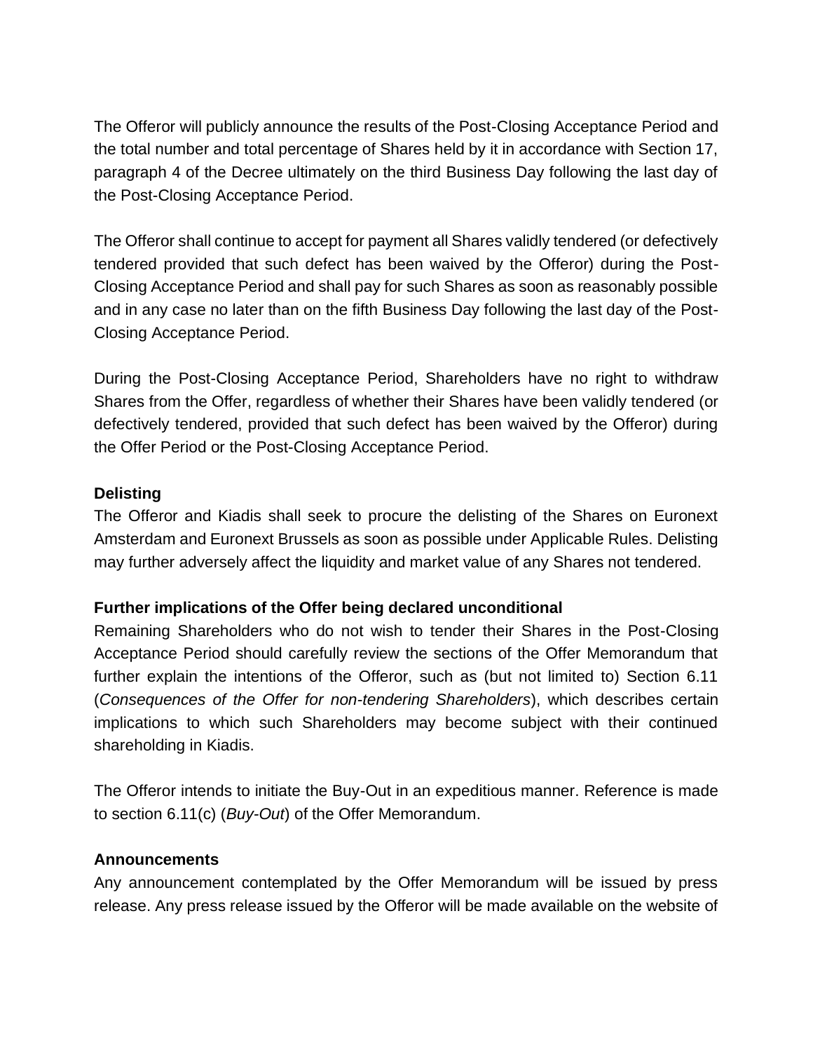The Offeror will publicly announce the results of the Post-Closing Acceptance Period and the total number and total percentage of Shares held by it in accordance with Section 17, paragraph 4 of the Decree ultimately on the third Business Day following the last day of the Post-Closing Acceptance Period.

The Offeror shall continue to accept for payment all Shares validly tendered (or defectively tendered provided that such defect has been waived by the Offeror) during the Post-Closing Acceptance Period and shall pay for such Shares as soon as reasonably possible and in any case no later than on the fifth Business Day following the last day of the Post-Closing Acceptance Period.

During the Post-Closing Acceptance Period, Shareholders have no right to withdraw Shares from the Offer, regardless of whether their Shares have been validly tendered (or defectively tendered, provided that such defect has been waived by the Offeror) during the Offer Period or the Post-Closing Acceptance Period.

**Delisting**

The Offeror and Kiadis shall seek to procure the delisting of the Shares on Euronext Amsterdam and Euronext Brussels as soon as possible under Applicable Rules. Delisting may further adversely affect the liquidity and market value of any Shares not tendered.

**Further implications of the Offer being declared unconditional**

Remaining Shareholders who do not wish to tender their Shares in the Post-Closing Acceptance Period should carefully review the sections of the Offer Memorandum that further explain the intentions of the Offeror, such as (but not limited to) Section 6.11 (*Consequences of the Offer for non-tendering Shareholders*), which describes certain implications to which such Shareholders may become subject with their continued shareholding in Kiadis.

The Offeror intends to initiate the Buy-Out in an expeditious manner. Reference is made to section 6.11(c) (*Buy-Out*) of the Offer Memorandum.

**Announcements**

Any announcement contemplated by the Offer Memorandum will be issued by press release. Any press release issued by the Offeror will be made available on the website of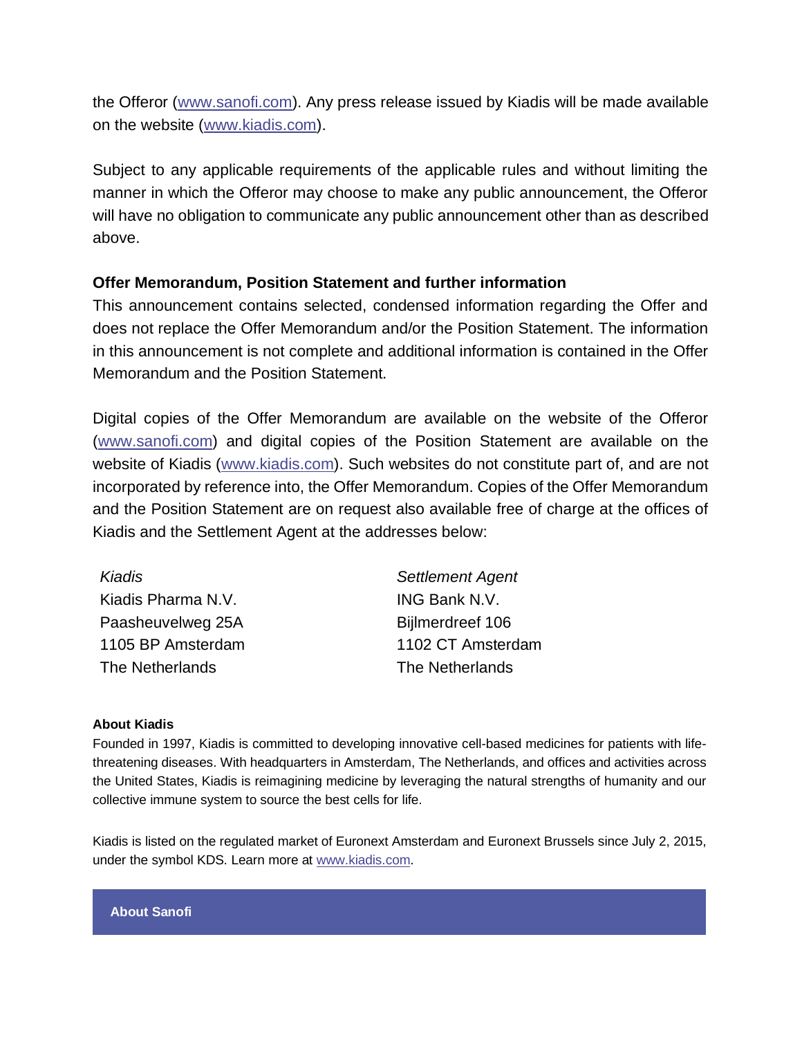the Offeror (www.sanofi.com). Any press release issued by Kiadis will be made available on the website (www.kiadis.com).

Subject to any applicable requirements of the applicable rules and without limiting the manner in which the Offeror may choose to make any public announcement, the Offeror will have no obligation to communicate any public announcement other than as described above.

**Offer Memorandum, Position Statement and further information**

This announcement contains selected, condensed information regarding the Offer and does not replace the Offer Memorandum and/or the Position Statement. The information in this announcement is not complete and additional information is contained in the Offer Memorandum and the Position Statement.

Digital copies of the Offer Memorandum are available on the website of the Offeror (www.sanofi.com) and digital copies of the Position Statement are available on the website of Kiadis (www.kiadis.com). Such websites do not constitute part of, and are not incorporated by reference into, the Offer Memorandum. Copies of the Offer Memorandum and the Position Statement are on request also available free of charge at the offices of Kiadis and the Settlement Agent at the addresses below:

*Kiadis*
Kiadis Pharma N.V.
Paasheuvelweg 25A
1105 BP Amsterdam
The Netherlands

*Settlement Agent*
ING Bank N.V.
Bijlmerdreef 106
1102 CT Amsterdam
The Netherlands

**About Kiadis**

Founded in 1997, Kiadis is committed to developing innovative cell-based medicines for patients with life-threatening diseases. With headquarters in Amsterdam, The Netherlands, and offices and activities across the United States, Kiadis is reimagining medicine by leveraging the natural strengths of humanity and our collective immune system to source the best cells for life.

Kiadis is listed on the regulated market of Euronext Amsterdam and Euronext Brussels since July 2, 2015, under the symbol KDS. Learn more at www.kiadis.com.

**About Sanofi**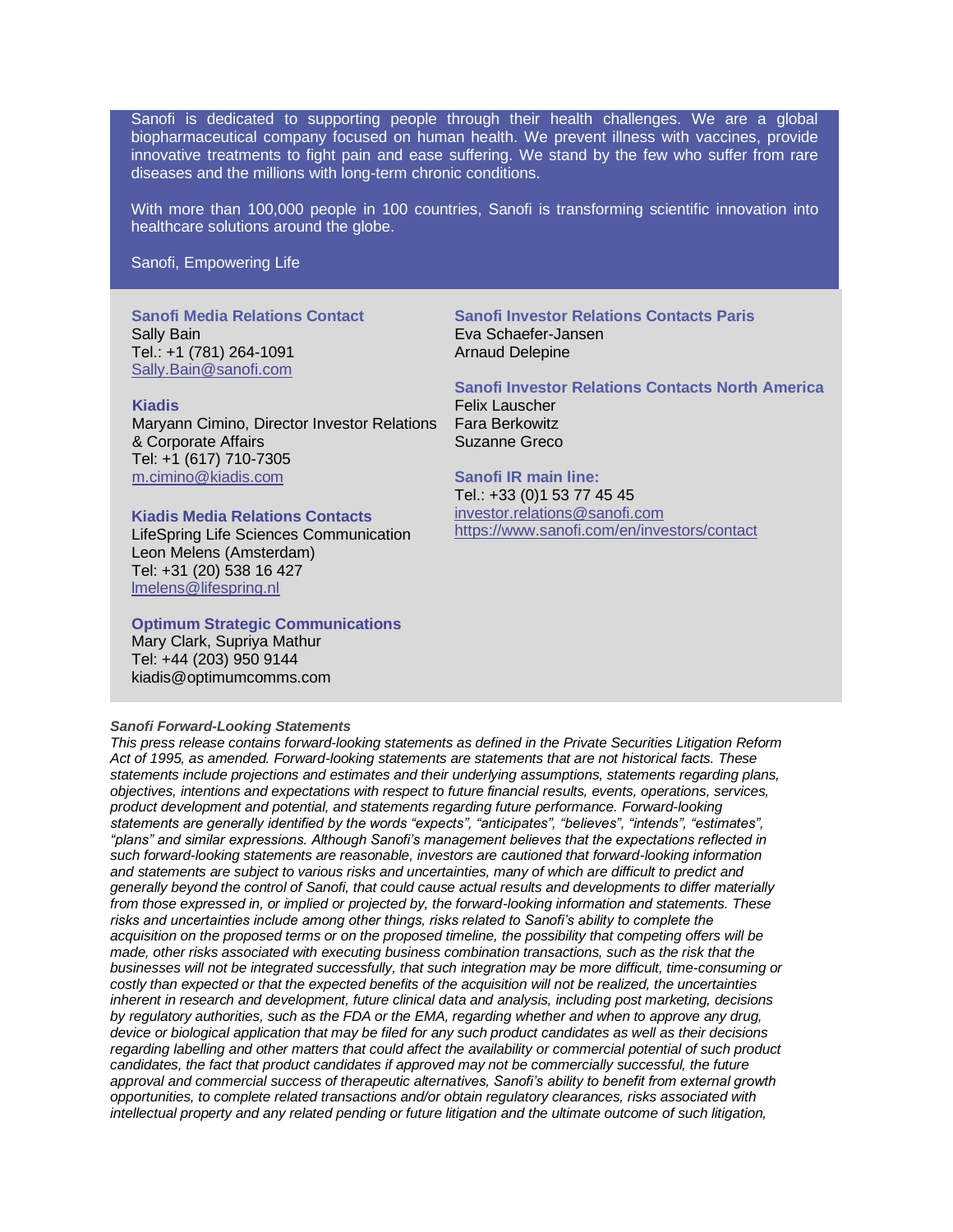Sanofi is dedicated to supporting people through their health challenges. We are a global biopharmaceutical company focused on human health. We prevent illness with vaccines, provide innovative treatments to fight pain and ease suffering. We stand by the few who suffer from rare diseases and the millions with long-term chronic conditions.

With more than 100,000 people in 100 countries, Sanofi is transforming scientific innovation into healthcare solutions around the globe.

Sanofi, Empowering Life

**Sanofi Media Relations Contact**
Sally Bain
Tel.: +1 (781) 264-1091
Sally.Bain@sanofi.com

**Kiadis**
Maryann Cimino, Director Investor Relations & Corporate Affairs
Tel: +1 (617) 710-7305
m.cimino@kiadis.com

**Kiadis Media Relations Contacts**
LifeSpring Life Sciences Communication
Leon Melens (Amsterdam)
Tel: +31 (20) 538 16 427
lmelens@lifespring.nl

**Optimum Strategic Communications**
Mary Clark, Supriya Mathur
Tel: +44 (203) 950 9144
kiadis@optimumcomms.com

**Sanofi Investor Relations Contacts Paris**
Eva Schaefer-Jansen
Arnaud Delepine

**Sanofi Investor Relations Contacts North America**
Felix Lauscher
Fara Berkowitz
Suzanne Greco

**Sanofi IR main line:**
Tel.: +33 (0)1 53 77 45 45
investor.relations@sanofi.com
https://www.sanofi.com/en/investors/contact

***Sanofi Forward-Looking Statements***

*This press release contains forward-looking statements as defined in the Private Securities Litigation Reform Act of 1995, as amended. Forward-looking statements are statements that are not historical facts. These statements include projections and estimates and their underlying assumptions, statements regarding plans, objectives, intentions and expectations with respect to future financial results, events, operations, services, product development and potential, and statements regarding future performance. Forward-looking statements are generally identified by the words "expects", "anticipates", "believes", "intends", "estimates", "plans" and similar expressions. Although Sanofi's management believes that the expectations reflected in such forward-looking statements are reasonable, investors are cautioned that forward-looking information and statements are subject to various risks and uncertainties, many of which are difficult to predict and generally beyond the control of Sanofi, that could cause actual results and developments to differ materially from those expressed in, or implied or projected by, the forward-looking information and statements. These risks and uncertainties include among other things, risks related to Sanofi's ability to complete the acquisition on the proposed terms or on the proposed timeline, the possibility that competing offers will be made, other risks associated with executing business combination transactions, such as the risk that the businesses will not be integrated successfully, that such integration may be more difficult, time-consuming or costly than expected or that the expected benefits of the acquisition will not be realized, the uncertainties inherent in research and development, future clinical data and analysis, including post marketing, decisions by regulatory authorities, such as the FDA or the EMA, regarding whether and when to approve any drug, device or biological application that may be filed for any such product candidates as well as their decisions regarding labelling and other matters that could affect the availability or commercial potential of such product candidates, the fact that product candidates if approved may not be commercially successful, the future approval and commercial success of therapeutic alternatives, Sanofi's ability to benefit from external growth opportunities, to complete related transactions and/or obtain regulatory clearances, risks associated with intellectual property and any related pending or future litigation and the ultimate outcome of such litigation,*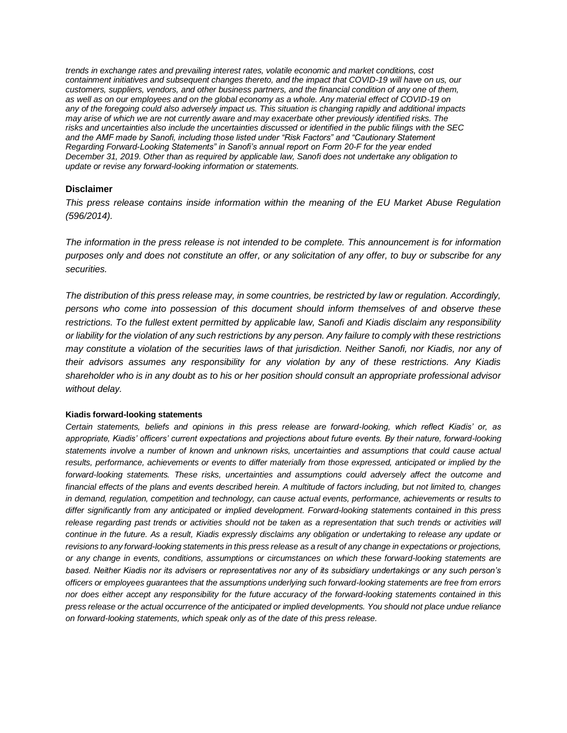*trends in exchange rates and prevailing interest rates, volatile economic and market conditions, cost containment initiatives and subsequent changes thereto, and the impact that COVID-19 will have on us, our customers, suppliers, vendors, and other business partners, and the financial condition of any one of them, as well as on our employees and on the global economy as a whole. Any material effect of COVID-19 on any of the foregoing could also adversely impact us. This situation is changing rapidly and additional impacts may arise of which we are not currently aware and may exacerbate other previously identified risks. The risks and uncertainties also include the uncertainties discussed or identified in the public filings with the SEC and the AMF made by Sanofi, including those listed under "Risk Factors" and "Cautionary Statement Regarding Forward-Looking Statements" in Sanofi's annual report on Form 20-F for the year ended December 31, 2019. Other than as required by applicable law, Sanofi does not undertake any obligation to update or revise any forward-looking information or statements.*

## Disclaimer

*This press release contains inside information within the meaning of the EU Market Abuse Regulation (596/2014).*

*The information in the press release is not intended to be complete. This announcement is for information purposes only and does not constitute an offer, or any solicitation of any offer, to buy or subscribe for any securities.*

*The distribution of this press release may, in some countries, be restricted by law or regulation. Accordingly, persons who come into possession of this document should inform themselves of and observe these restrictions. To the fullest extent permitted by applicable law, Sanofi and Kiadis disclaim any responsibility or liability for the violation of any such restrictions by any person. Any failure to comply with these restrictions may constitute a violation of the securities laws of that jurisdiction. Neither Sanofi, nor Kiadis, nor any of their advisors assumes any responsibility for any violation by any of these restrictions. Any Kiadis shareholder who is in any doubt as to his or her position should consult an appropriate professional advisor without delay.*

### Kiadis forward-looking statements

*Certain statements, beliefs and opinions in this press release are forward-looking, which reflect Kiadis' or, as appropriate, Kiadis' officers' current expectations and projections about future events. By their nature, forward-looking statements involve a number of known and unknown risks, uncertainties and assumptions that could cause actual results, performance, achievements or events to differ materially from those expressed, anticipated or implied by the forward-looking statements. These risks, uncertainties and assumptions could adversely affect the outcome and financial effects of the plans and events described herein. A multitude of factors including, but not limited to, changes in demand, regulation, competition and technology, can cause actual events, performance, achievements or results to differ significantly from any anticipated or implied development. Forward-looking statements contained in this press release regarding past trends or activities should not be taken as a representation that such trends or activities will continue in the future. As a result, Kiadis expressly disclaims any obligation or undertaking to release any update or revisions to any forward-looking statements in this press release as a result of any change in expectations or projections, or any change in events, conditions, assumptions or circumstances on which these forward-looking statements are based. Neither Kiadis nor its advisers or representatives nor any of its subsidiary undertakings or any such person's officers or employees guarantees that the assumptions underlying such forward-looking statements are free from errors nor does either accept any responsibility for the future accuracy of the forward-looking statements contained in this press release or the actual occurrence of the anticipated or implied developments. You should not place undue reliance on forward-looking statements, which speak only as of the date of this press release.*